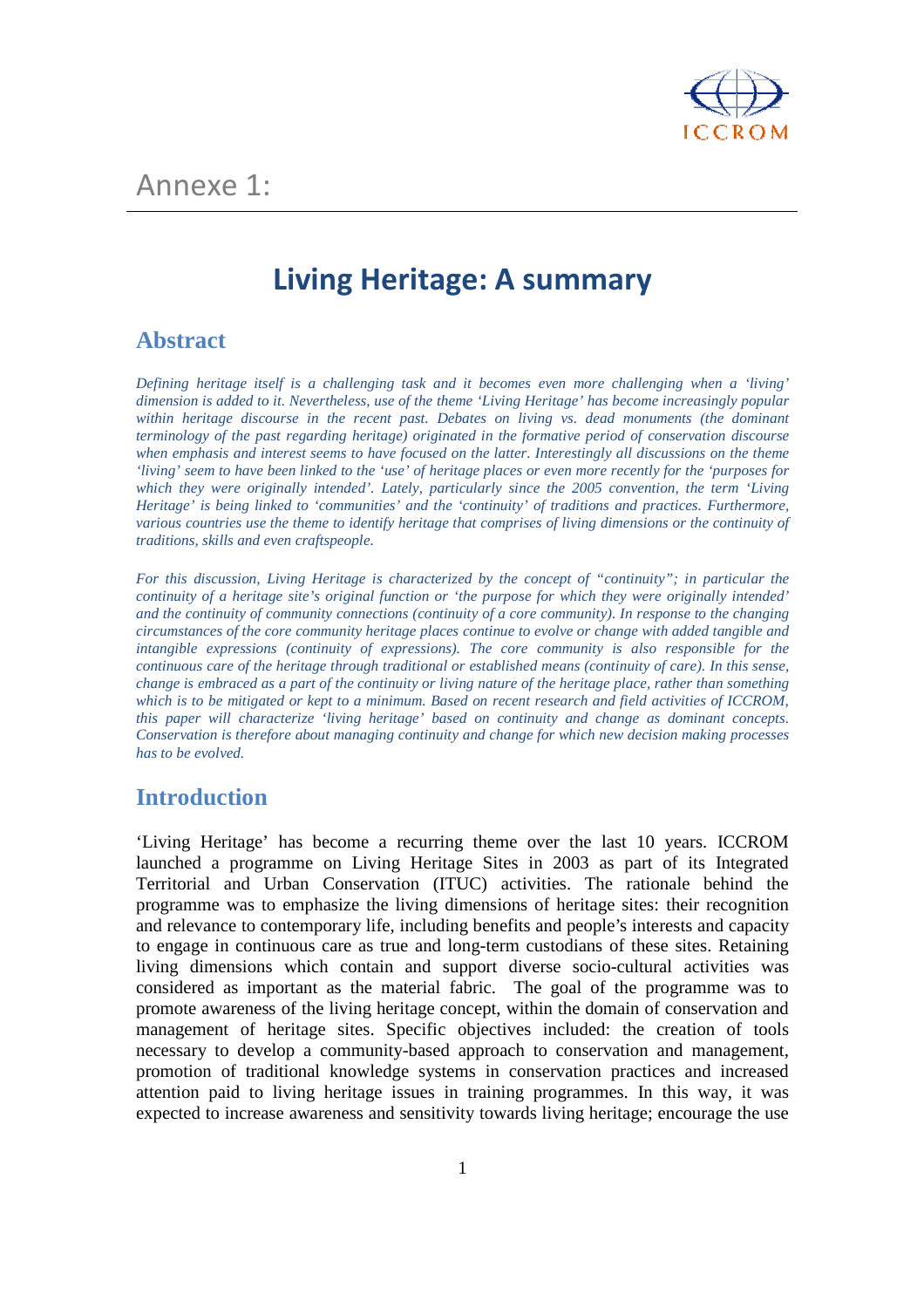Annexe 1:

# Living Heritage: A summary

## Abstract

*Defining heritage itself is a challenging task and it becomes even more challenging when a 'living' dimension is added to it. Nevertheless, use of the theme 'Living Heritage' has become increasingly popular within heritage discourse in the recent past. Debates on living vs. dead monuments (the dominant terminology of the past regarding heritage) originated in the formative period of conservation discourse when emphasis and interest seems to have focused on the latter. Interestingly all discussions on the theme 'living' seem to have been linked to the 'use' of heritage places or even more recently for the 'purposes for which they were originally intended'. Lately, particularly since the 2005 convention, the term 'Living Heritage' is being linked to 'communities' and the 'continuity' of traditions and practices. Furthermore, various countries use the theme to identify heritage that comprises of living dimensions or the continuity of traditions, skills and even craftspeople.*

*For this discussion, Living Heritage is characterized by the concept of "continuity"; in particular the continuity of a heritage site's original function or 'the purpose for which they were originally intended' and the continuity of community connections (continuity of a core community). In response to the changing circumstances of the core community heritage places continue to evolve or change with added tangible and intangible expressions (continuity of expressions). The core community is also responsible for the continuous care of the heritage through traditional or established means (continuity of care). In this sense, change is embraced as a part of the continuity or living nature of the heritage place, rather than something which is to be mitigated or kept to a minimum. Based on recent research and field activities of ICCROM, this paper will characterize 'living heritage' based on continuity and change as dominant concepts. Conservation is therefore about managing continuity and change for which new decision making processes has to be evolved.*

## Introduction

'Living Heritage' has become a recurring theme over the last 10 years. ICCROM launched a programme on Living Heritage Sites in 2003 as part of its Integrated Territorial and Urban Conservation (ITUC) activities. The rationale behind the programme was to emphasize the living dimensions of heritage sites: their recognition and relevance to contemporary life, including benefits and people's interests and capacity to engage in continuous care as true and long-term custodians of these sites. Retaining living dimensions which contain and support diverse socio-cultural activities was considered as important as the material fabric. The goal of the programme was to promote awareness of the living heritage concept, within the domain of conservation and management of heritage sites. Specific objectives included: the creation of tools necessary to develop a community-based approach to conservation and management, promotion of traditional knowledge systems in conservation practices and increased attention paid to living heritage issues in training programmes. In this way, it was expected to increase awareness and sensitivity towards living heritage; encourage the use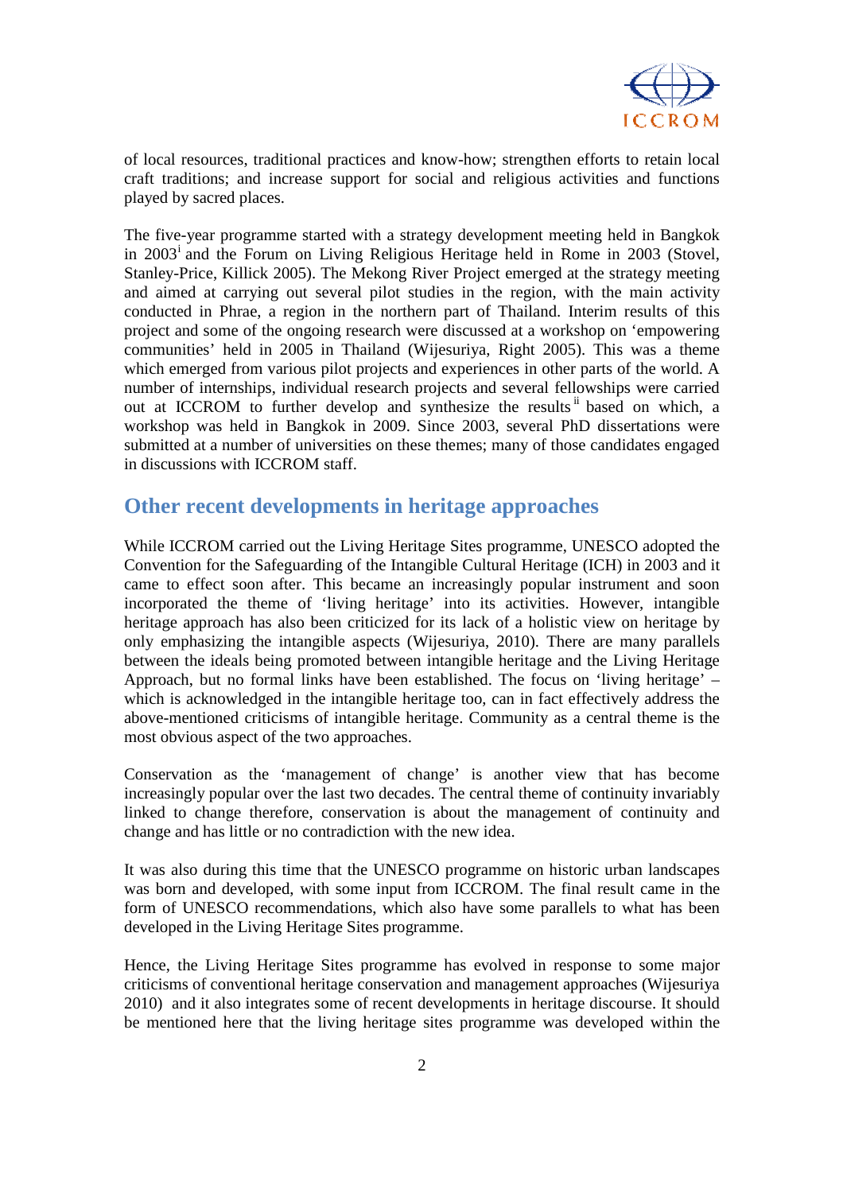of local resources, traditional practices and know-how; strengthen efforts to retain local craft traditions; and increase support for social and religious activities and functions played by sacred places.

The five-year programme started with a strategy development meeting held in Bangkok in 2003[i] and the Forum on Living Religious Heritage held in Rome in 2003 (Stovel, Stanley-Price, Killick 2005). The Mekong River Project emerged at the strategy meeting and aimed at carrying out several pilot studies in the region, with the main activity conducted in Phrae, a region in the northern part of Thailand. Interim results of this project and some of the ongoing research were discussed at a workshop on 'empowering communities' held in 2005 in Thailand (Wijesuriya, Right 2005). This was a theme which emerged from various pilot projects and experiences in other parts of the world. A number of internships, individual research projects and several fellowships were carried out at ICCROM to further develop and synthesize the results[ii] based on which, a workshop was held in Bangkok in 2009. Since 2003, several PhD dissertations were submitted at a number of universities on these themes; many of those candidates engaged in discussions with ICCROM staff.

## Other recent developments in heritage approaches

While ICCROM carried out the Living Heritage Sites programme, UNESCO adopted the Convention for the Safeguarding of the Intangible Cultural Heritage (ICH) in 2003 and it came to effect soon after. This became an increasingly popular instrument and soon incorporated the theme of 'living heritage' into its activities. However, intangible heritage approach has also been criticized for its lack of a holistic view on heritage by only emphasizing the intangible aspects (Wijesuriya, 2010). There are many parallels between the ideals being promoted between intangible heritage and the Living Heritage Approach, but no formal links have been established. The focus on 'living heritage' – which is acknowledged in the intangible heritage too, can in fact effectively address the above-mentioned criticisms of intangible heritage. Community as a central theme is the most obvious aspect of the two approaches.

Conservation as the 'management of change' is another view that has become increasingly popular over the last two decades. The central theme of continuity invariably linked to change therefore, conservation is about the management of continuity and change and has little or no contradiction with the new idea.

It was also during this time that the UNESCO programme on historic urban landscapes was born and developed, with some input from ICCROM. The final result came in the form of UNESCO recommendations, which also have some parallels to what has been developed in the Living Heritage Sites programme.

Hence, the Living Heritage Sites programme has evolved in response to some major criticisms of conventional heritage conservation and management approaches (Wijesuriya 2010) and it also integrates some of recent developments in heritage discourse. It should be mentioned here that the living heritage sites programme was developed within the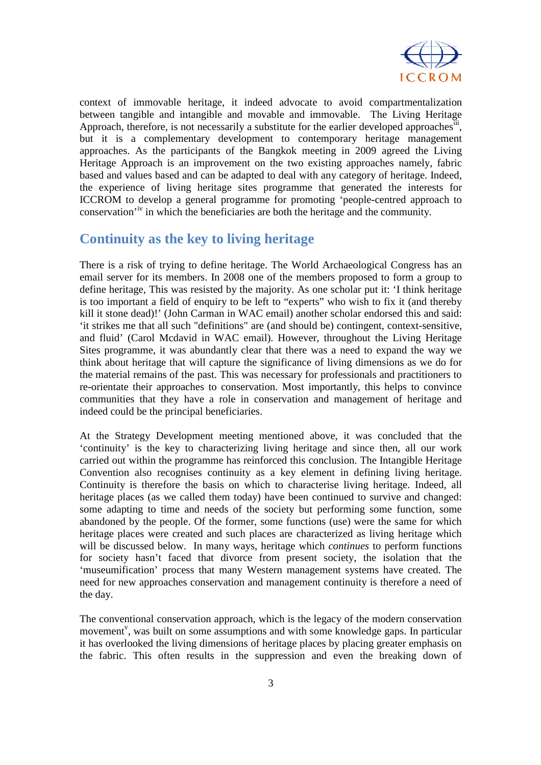context of immovable heritage, it indeed advocate to avoid compartmentalization between tangible and intangible and movable and immovable. The Living Heritage Approach, therefore, is not necessarily a substitute for the earlier developed approaches[iii], but it is a complementary development to contemporary heritage management approaches. As the participants of the Bangkok meeting in 2009 agreed the Living Heritage Approach is an improvement on the two existing approaches namely, fabric based and values based and can be adapted to deal with any category of heritage. Indeed, the experience of living heritage sites programme that generated the interests for ICCROM to develop a general programme for promoting 'people-centred approach to conservation'[iv] in which the beneficiaries are both the heritage and the community.

## Continuity as the key to living heritage

There is a risk of trying to define heritage. The World Archaeological Congress has an email server for its members. In 2008 one of the members proposed to form a group to define heritage, This was resisted by the majority. As one scholar put it: 'I think heritage is too important a field of enquiry to be left to "experts" who wish to fix it (and thereby kill it stone dead)!' (John Carman in WAC email) another scholar endorsed this and said: 'it strikes me that all such "definitions" are (and should be) contingent, context-sensitive, and fluid' (Carol Mcdavid in WAC email). However, throughout the Living Heritage Sites programme, it was abundantly clear that there was a need to expand the way we think about heritage that will capture the significance of living dimensions as we do for the material remains of the past. This was necessary for professionals and practitioners to re-orientate their approaches to conservation. Most importantly, this helps to convince communities that they have a role in conservation and management of heritage and indeed could be the principal beneficiaries.

At the Strategy Development meeting mentioned above, it was concluded that the 'continuity' is the key to characterizing living heritage and since then, all our work carried out within the programme has reinforced this conclusion. The Intangible Heritage Convention also recognises continuity as a key element in defining living heritage. Continuity is therefore the basis on which to characterise living heritage. Indeed, all heritage places (as we called them today) have been continued to survive and changed: some adapting to time and needs of the society but performing some function, some abandoned by the people. Of the former, some functions (use) were the same for which heritage places were created and such places are characterized as living heritage which will be discussed below. In many ways, heritage which *continues* to perform functions for society hasn't faced that divorce from present society, the isolation that the 'museumification' process that many Western management systems have created. The need for new approaches conservation and management continuity is therefore a need of the day.

The conventional conservation approach, which is the legacy of the modern conservation movement[v], was built on some assumptions and with some knowledge gaps. In particular it has overlooked the living dimensions of heritage places by placing greater emphasis on the fabric. This often results in the suppression and even the breaking down of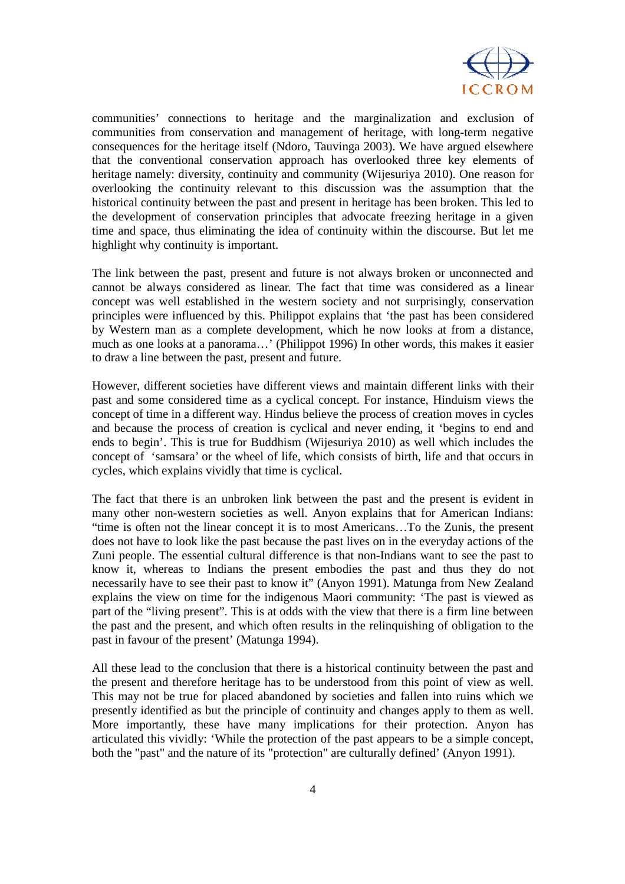communities' connections to heritage and the marginalization and exclusion of communities from conservation and management of heritage, with long-term negative consequences for the heritage itself (Ndoro, Tauvinga 2003). We have argued elsewhere that the conventional conservation approach has overlooked three key elements of heritage namely: diversity, continuity and community (Wijesuriya 2010). One reason for overlooking the continuity relevant to this discussion was the assumption that the historical continuity between the past and present in heritage has been broken. This led to the development of conservation principles that advocate freezing heritage in a given time and space, thus eliminating the idea of continuity within the discourse. But let me highlight why continuity is important.

The link between the past, present and future is not always broken or unconnected and cannot be always considered as linear. The fact that time was considered as a linear concept was well established in the western society and not surprisingly, conservation principles were influenced by this. Philippot explains that 'the past has been considered by Western man as a complete development, which he now looks at from a distance, much as one looks at a panorama…' (Philippot 1996) In other words, this makes it easier to draw a line between the past, present and future.

However, different societies have different views and maintain different links with their past and some considered time as a cyclical concept. For instance, Hinduism views the concept of time in a different way. Hindus believe the process of creation moves in cycles and because the process of creation is cyclical and never ending, it 'begins to end and ends to begin'. This is true for Buddhism (Wijesuriya 2010) as well which includes the concept of 'samsara' or the wheel of life, which consists of birth, life and that occurs in cycles, which explains vividly that time is cyclical.

The fact that there is an unbroken link between the past and the present is evident in many other non-western societies as well. Anyon explains that for American Indians: "time is often not the linear concept it is to most Americans…To the Zunis, the present does not have to look like the past because the past lives on in the everyday actions of the Zuni people. The essential cultural difference is that non-Indians want to see the past to know it, whereas to Indians the present embodies the past and thus they do not necessarily have to see their past to know it" (Anyon 1991). Matunga from New Zealand explains the view on time for the indigenous Maori community: 'The past is viewed as part of the "living present". This is at odds with the view that there is a firm line between the past and the present, and which often results in the relinquishing of obligation to the past in favour of the present' (Matunga 1994).

All these lead to the conclusion that there is a historical continuity between the past and the present and therefore heritage has to be understood from this point of view as well. This may not be true for placed abandoned by societies and fallen into ruins which we presently identified as but the principle of continuity and changes apply to them as well. More importantly, these have many implications for their protection. Anyon has articulated this vividly: 'While the protection of the past appears to be a simple concept, both the "past" and the nature of its "protection" are culturally defined' (Anyon 1991).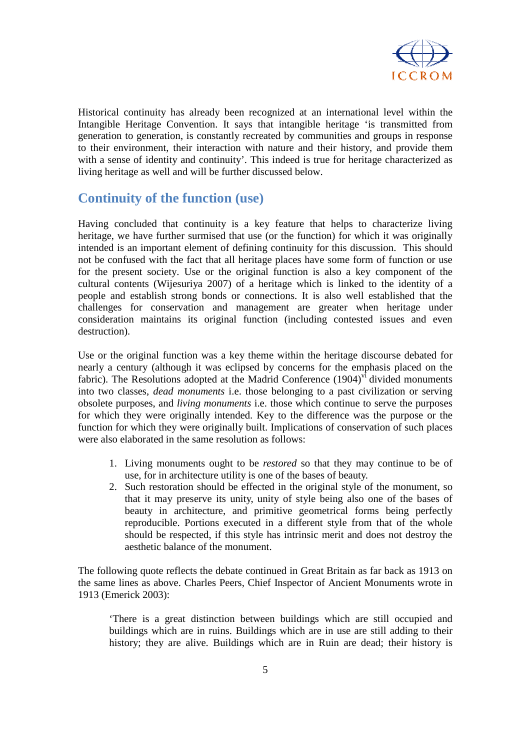Historical continuity has already been recognized at an international level within the Intangible Heritage Convention. It says that intangible heritage 'is transmitted from generation to generation, is constantly recreated by communities and groups in response to their environment, their interaction with nature and their history, and provide them with a sense of identity and continuity'. This indeed is true for heritage characterized as living heritage as well and will be further discussed below.

## Continuity of the function (use)

Having concluded that continuity is a key feature that helps to characterize living heritage, we have further surmised that use (or the function) for which it was originally intended is an important element of defining continuity for this discussion. This should not be confused with the fact that all heritage places have some form of function or use for the present society. Use or the original function is also a key component of the cultural contents (Wijesuriya 2007) of a heritage which is linked to the identity of a people and establish strong bonds or connections. It is also well established that the challenges for conservation and management are greater when heritage under consideration maintains its original function (including contested issues and even destruction).

Use or the original function was a key theme within the heritage discourse debated for nearly a century (although it was eclipsed by concerns for the emphasis placed on the fabric). The Resolutions adopted at the Madrid Conference (1904)[vi] divided monuments into two classes, *dead monuments* i.e. those belonging to a past civilization or serving obsolete purposes, and *living monuments* i.e. those which continue to serve the purposes for which they were originally intended. Key to the difference was the purpose or the function for which they were originally built. Implications of conservation of such places were also elaborated in the same resolution as follows:

1. Living monuments ought to be *restored* so that they may continue to be of use, for in architecture utility is one of the bases of beauty.
2. Such restoration should be effected in the original style of the monument, so that it may preserve its unity, unity of style being also one of the bases of beauty in architecture, and primitive geometrical forms being perfectly reproducible. Portions executed in a different style from that of the whole should be respected, if this style has intrinsic merit and does not destroy the aesthetic balance of the monument.

The following quote reflects the debate continued in Great Britain as far back as 1913 on the same lines as above. Charles Peers, Chief Inspector of Ancient Monuments wrote in 1913 (Emerick 2003):

> 'There is a great distinction between buildings which are still occupied and buildings which are in ruins. Buildings which are in use are still adding to their history; they are alive. Buildings which are in Ruin are dead; their history is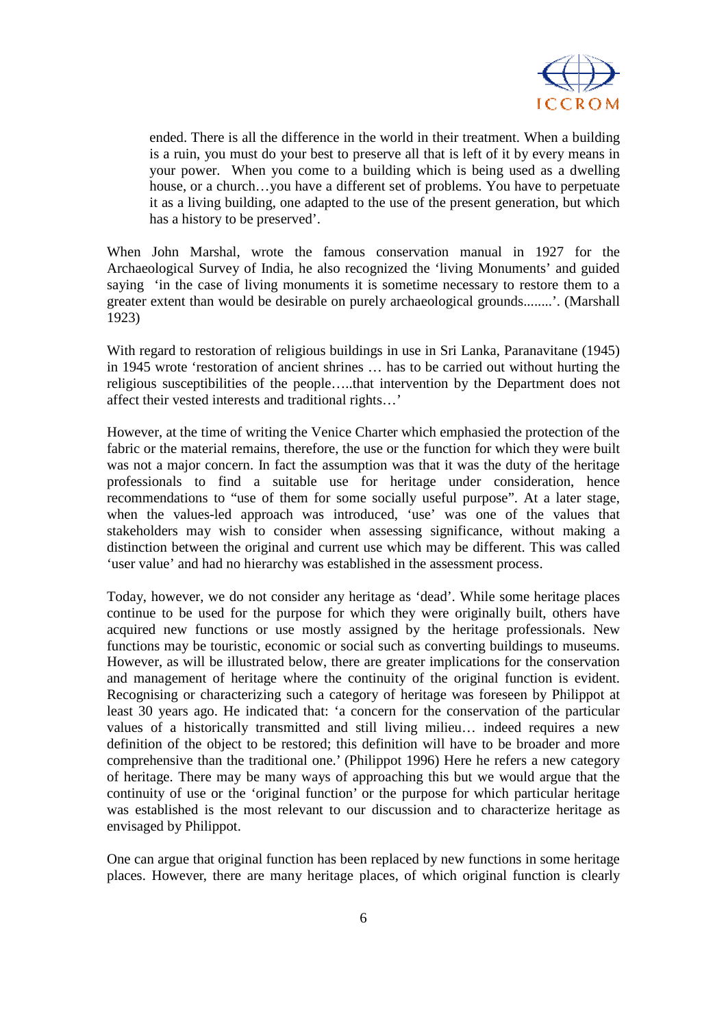> ended. There is all the difference in the world in their treatment. When a building is a ruin, you must do your best to preserve all that is left of it by every means in your power. When you come to a building which is being used as a dwelling house, or a church…you have a different set of problems. You have to perpetuate it as a living building, one adapted to the use of the present generation, but which has a history to be preserved'.

When John Marshal, wrote the famous conservation manual in 1927 for the Archaeological Survey of India, he also recognized the 'living Monuments' and guided saying 'in the case of living monuments it is sometime necessary to restore them to a greater extent than would be desirable on purely archaeological grounds........'. (Marshall 1923)

With regard to restoration of religious buildings in use in Sri Lanka, Paranavitane (1945) in 1945 wrote 'restoration of ancient shrines … has to be carried out without hurting the religious susceptibilities of the people…..that intervention by the Department does not affect their vested interests and traditional rights…'

However, at the time of writing the Venice Charter which emphasied the protection of the fabric or the material remains, therefore, the use or the function for which they were built was not a major concern. In fact the assumption was that it was the duty of the heritage professionals to find a suitable use for heritage under consideration, hence recommendations to "use of them for some socially useful purpose". At a later stage, when the values-led approach was introduced, 'use' was one of the values that stakeholders may wish to consider when assessing significance, without making a distinction between the original and current use which may be different. This was called 'user value' and had no hierarchy was established in the assessment process.

Today, however, we do not consider any heritage as 'dead'. While some heritage places continue to be used for the purpose for which they were originally built, others have acquired new functions or use mostly assigned by the heritage professionals. New functions may be touristic, economic or social such as converting buildings to museums. However, as will be illustrated below, there are greater implications for the conservation and management of heritage where the continuity of the original function is evident. Recognising or characterizing such a category of heritage was foreseen by Philippot at least 30 years ago. He indicated that: 'a concern for the conservation of the particular values of a historically transmitted and still living milieu… indeed requires a new definition of the object to be restored; this definition will have to be broader and more comprehensive than the traditional one.' (Philippot 1996) Here he refers a new category of heritage. There may be many ways of approaching this but we would argue that the continuity of use or the 'original function' or the purpose for which particular heritage was established is the most relevant to our discussion and to characterize heritage as envisaged by Philippot.

One can argue that original function has been replaced by new functions in some heritage places. However, there are many heritage places, of which original function is clearly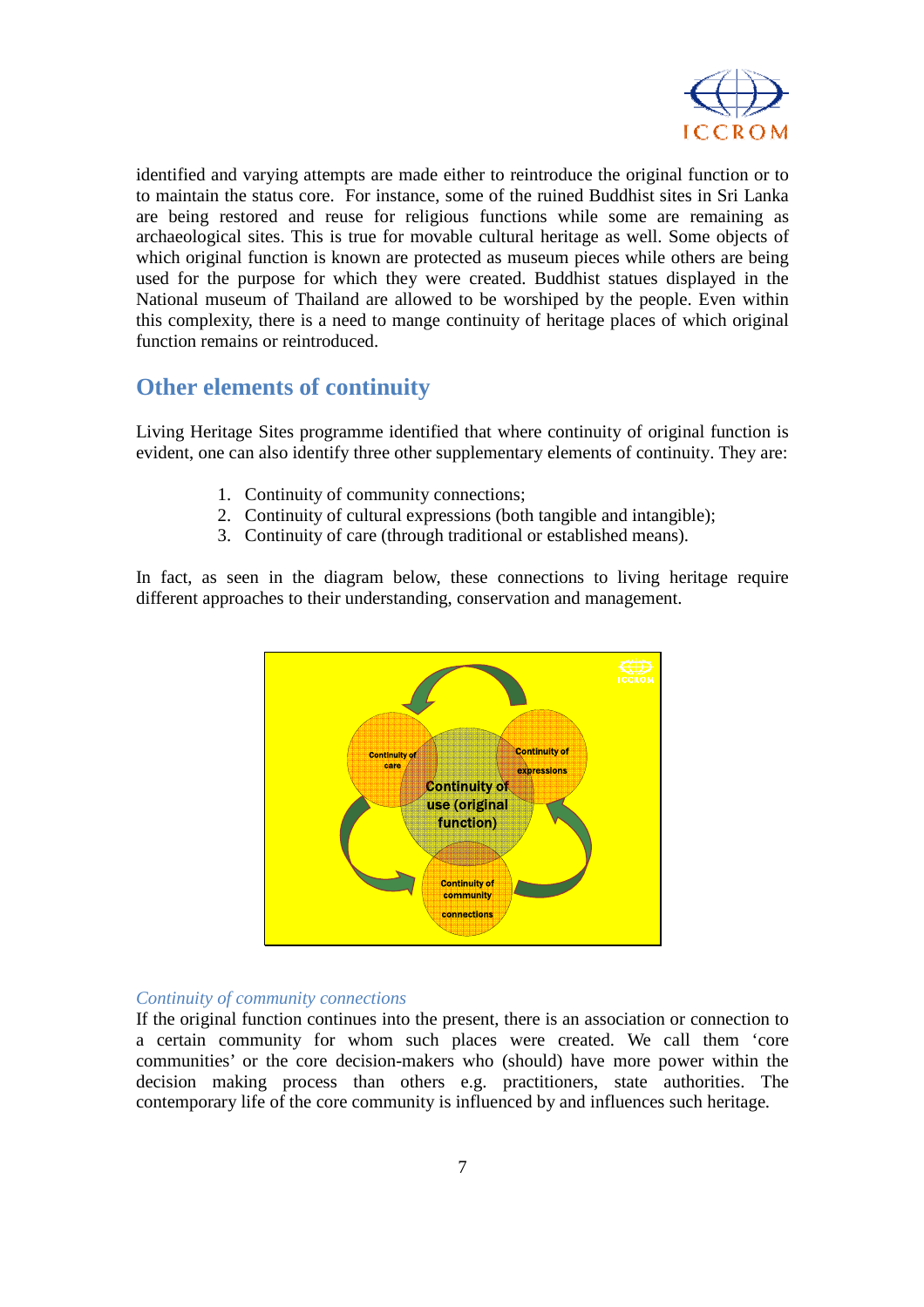identified and varying attempts are made either to reintroduce the original function or to to maintain the status core. For instance, some of the ruined Buddhist sites in Sri Lanka are being restored and reuse for religious functions while some are remaining as archaeological sites. This is true for movable cultural heritage as well. Some objects of which original function is known are protected as museum pieces while others are being used for the purpose for which they were created. Buddhist statues displayed in the National museum of Thailand are allowed to be worshiped by the people. Even within this complexity, there is a need to mange continuity of heritage places of which original function remains or reintroduced.

## Other elements of continuity

Living Heritage Sites programme identified that where continuity of original function is evident, one can also identify three other supplementary elements of continuity. They are:

1. Continuity of community connections;
2. Continuity of cultural expressions (both tangible and intangible);
3. Continuity of care (through traditional or established means).

In fact, as seen in the diagram below, these connections to living heritage require different approaches to their understanding, conservation and management.

*Continuity of community connections*

If the original function continues into the present, there is an association or connection to a certain community for whom such places were created. We call them 'core communities' or the core decision-makers who (should) have more power within the decision making process than others e.g. practitioners, state authorities. The contemporary life of the core community is influenced by and influences such heritage.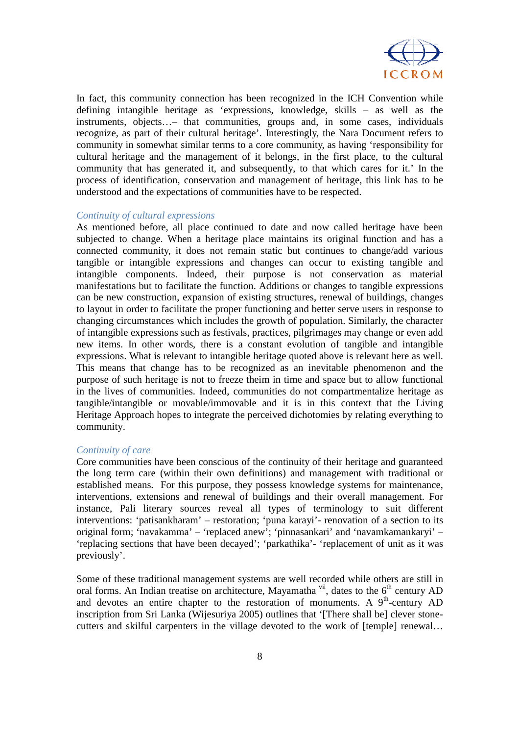In fact, this community connection has been recognized in the ICH Convention while defining intangible heritage as 'expressions, knowledge, skills – as well as the instruments, objects…– that communities, groups and, in some cases, individuals recognize, as part of their cultural heritage'. Interestingly, the Nara Document refers to community in somewhat similar terms to a core community, as having 'responsibility for cultural heritage and the management of it belongs, in the first place, to the cultural community that has generated it, and subsequently, to that which cares for it.' In the process of identification, conservation and management of heritage, this link has to be understood and the expectations of communities have to be respected.

### *Continuity of cultural expressions*

As mentioned before, all place continued to date and now called heritage have been subjected to change. When a heritage place maintains its original function and has a connected community, it does not remain static but continues to change/add various tangible or intangible expressions and changes can occur to existing tangible and intangible components. Indeed, their purpose is not conservation as material manifestations but to facilitate the function. Additions or changes to tangible expressions can be new construction, expansion of existing structures, renewal of buildings, changes to layout in order to facilitate the proper functioning and better serve users in response to changing circumstances which includes the growth of population. Similarly, the character of intangible expressions such as festivals, practices, pilgrimages may change or even add new items. In other words, there is a constant evolution of tangible and intangible expressions. What is relevant to intangible heritage quoted above is relevant here as well. This means that change has to be recognized as an inevitable phenomenon and the purpose of such heritage is not to freeze theim in time and space but to allow functional in the lives of communities. Indeed, communities do not compartmentalize heritage as tangible/intangible or movable/immovable and it is in this context that the Living Heritage Approach hopes to integrate the perceived dichotomies by relating everything to community.

### *Continuity of care*

Core communities have been conscious of the continuity of their heritage and guaranteed the long term care (within their own definitions) and management with traditional or established means. For this purpose, they possess knowledge systems for maintenance, interventions, extensions and renewal of buildings and their overall management. For instance, Pali literary sources reveal all types of terminology to suit different interventions: 'patisankharam' – restoration; 'puna karayi'- renovation of a section to its original form; 'navakamma' – 'replaced anew'; 'pinnasankari' and 'navamkamankaryi' – 'replacing sections that have been decayed'; 'parkathika'- 'replacement of unit as it was previously'.

Some of these traditional management systems are well recorded while others are still in oral forms. An Indian treatise on architecture, Mayamatha [vii], dates to the 6th century AD and devotes an entire chapter to the restoration of monuments. A 9th-century AD inscription from Sri Lanka (Wijesuriya 2005) outlines that '[There shall be] clever stone-cutters and skilful carpenters in the village devoted to the work of [temple] renewal…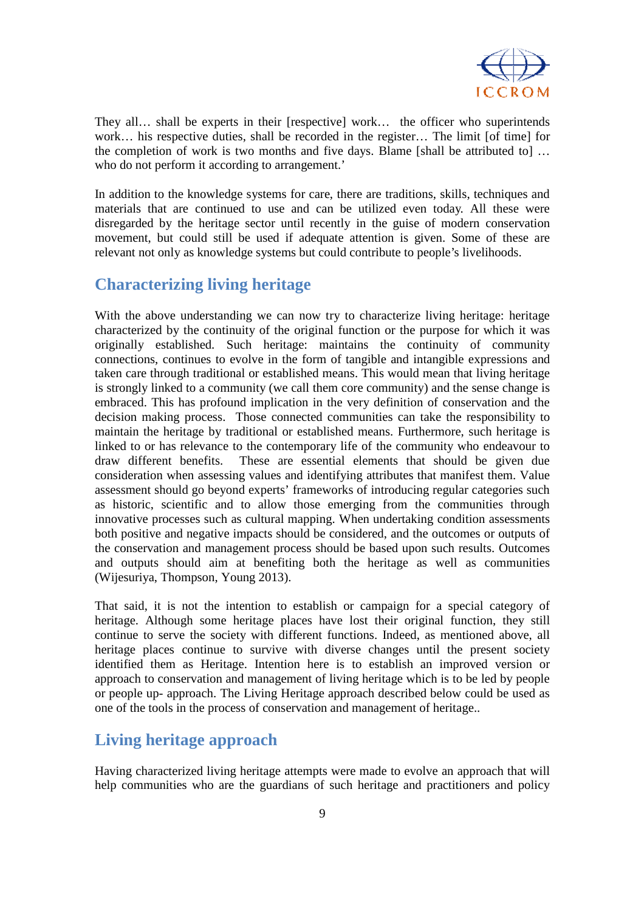They all… shall be experts in their [respective] work… the officer who superintends work… his respective duties, shall be recorded in the register… The limit [of time] for the completion of work is two months and five days. Blame [shall be attributed to] … who do not perform it according to arrangement.'

In addition to the knowledge systems for care, there are traditions, skills, techniques and materials that are continued to use and can be utilized even today. All these were disregarded by the heritage sector until recently in the guise of modern conservation movement, but could still be used if adequate attention is given. Some of these are relevant not only as knowledge systems but could contribute to people's livelihoods.

## Characterizing living heritage

With the above understanding we can now try to characterize living heritage: heritage characterized by the continuity of the original function or the purpose for which it was originally established. Such heritage: maintains the continuity of community connections, continues to evolve in the form of tangible and intangible expressions and taken care through traditional or established means. This would mean that living heritage is strongly linked to a community (we call them core community) and the sense change is embraced. This has profound implication in the very definition of conservation and the decision making process. Those connected communities can take the responsibility to maintain the heritage by traditional or established means. Furthermore, such heritage is linked to or has relevance to the contemporary life of the community who endeavour to draw different benefits. These are essential elements that should be given due consideration when assessing values and identifying attributes that manifest them. Value assessment should go beyond experts' frameworks of introducing regular categories such as historic, scientific and to allow those emerging from the communities through innovative processes such as cultural mapping. When undertaking condition assessments both positive and negative impacts should be considered, and the outcomes or outputs of the conservation and management process should be based upon such results. Outcomes and outputs should aim at benefiting both the heritage as well as communities (Wijesuriya, Thompson, Young 2013).

That said, it is not the intention to establish or campaign for a special category of heritage. Although some heritage places have lost their original function, they still continue to serve the society with different functions. Indeed, as mentioned above, all heritage places continue to survive with diverse changes until the present society identified them as Heritage. Intention here is to establish an improved version or approach to conservation and management of living heritage which is to be led by people or people up- approach. The Living Heritage approach described below could be used as one of the tools in the process of conservation and management of heritage..

## Living heritage approach

Having characterized living heritage attempts were made to evolve an approach that will help communities who are the guardians of such heritage and practitioners and policy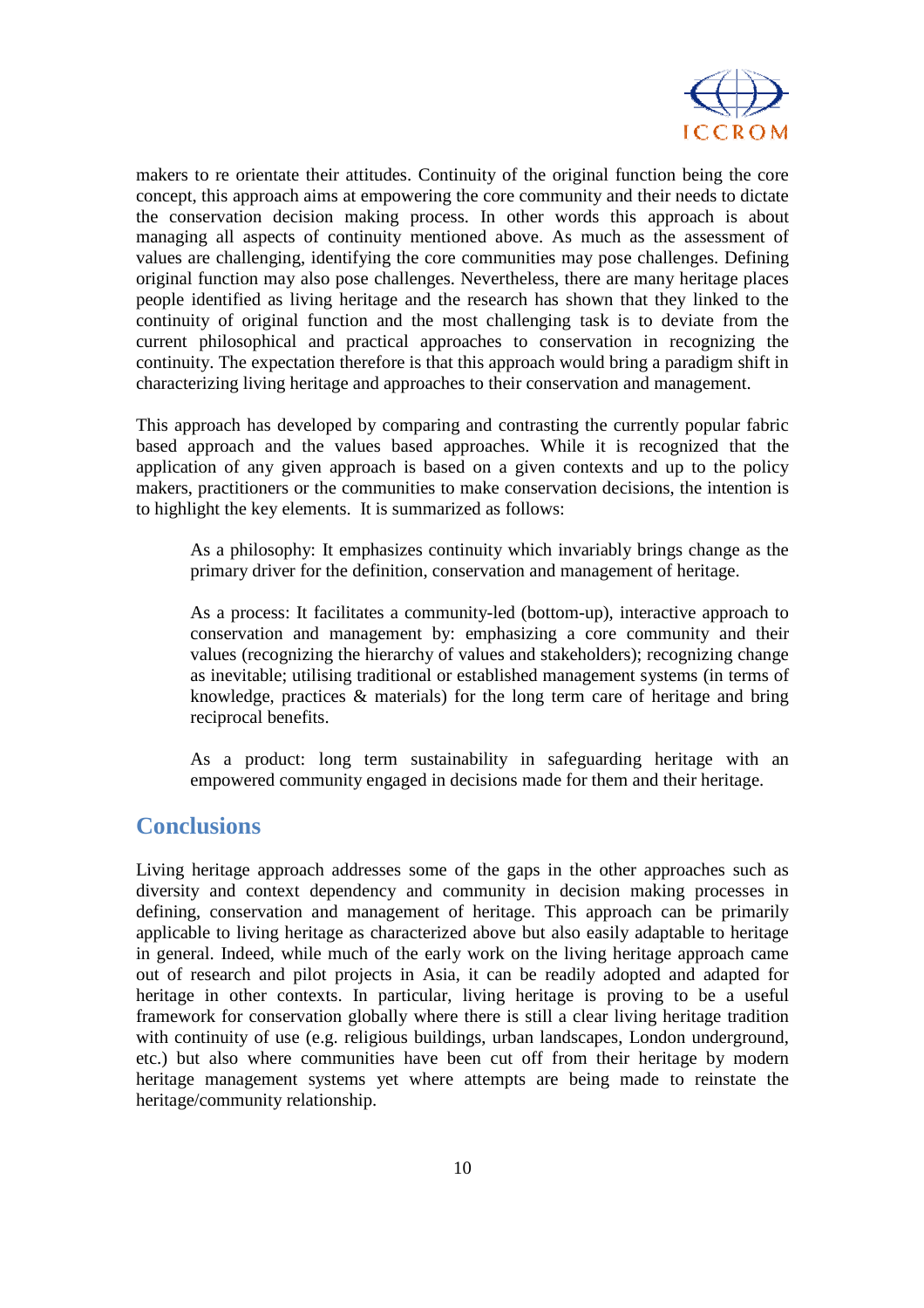makers to re orientate their attitudes. Continuity of the original function being the core concept, this approach aims at empowering the core community and their needs to dictate the conservation decision making process. In other words this approach is about managing all aspects of continuity mentioned above. As much as the assessment of values are challenging, identifying the core communities may pose challenges. Defining original function may also pose challenges. Nevertheless, there are many heritage places people identified as living heritage and the research has shown that they linked to the continuity of original function and the most challenging task is to deviate from the current philosophical and practical approaches to conservation in recognizing the continuity. The expectation therefore is that this approach would bring a paradigm shift in characterizing living heritage and approaches to their conservation and management.

This approach has developed by comparing and contrasting the currently popular fabric based approach and the values based approaches. While it is recognized that the application of any given approach is based on a given contexts and up to the policy makers, practitioners or the communities to make conservation decisions, the intention is to highlight the key elements. It is summarized as follows:

> As a philosophy: It emphasizes continuity which invariably brings change as the primary driver for the definition, conservation and management of heritage.
>
> As a process: It facilitates a community-led (bottom-up), interactive approach to conservation and management by: emphasizing a core community and their values (recognizing the hierarchy of values and stakeholders); recognizing change as inevitable; utilising traditional or established management systems (in terms of knowledge, practices & materials) for the long term care of heritage and bring reciprocal benefits.
>
> As a product: long term sustainability in safeguarding heritage with an empowered community engaged in decisions made for them and their heritage.

## Conclusions

Living heritage approach addresses some of the gaps in the other approaches such as diversity and context dependency and community in decision making processes in defining, conservation and management of heritage. This approach can be primarily applicable to living heritage as characterized above but also easily adaptable to heritage in general. Indeed, while much of the early work on the living heritage approach came out of research and pilot projects in Asia, it can be readily adopted and adapted for heritage in other contexts. In particular, living heritage is proving to be a useful framework for conservation globally where there is still a clear living heritage tradition with continuity of use (e.g. religious buildings, urban landscapes, London underground, etc.) but also where communities have been cut off from their heritage by modern heritage management systems yet where attempts are being made to reinstate the heritage/community relationship.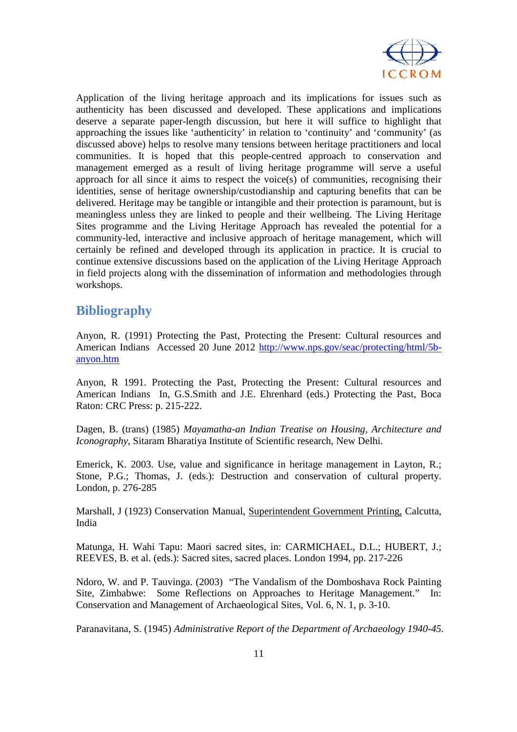Application of the living heritage approach and its implications for issues such as authenticity has been discussed and developed. These applications and implications deserve a separate paper-length discussion, but here it will suffice to highlight that approaching the issues like 'authenticity' in relation to 'continuity' and 'community' (as discussed above) helps to resolve many tensions between heritage practitioners and local communities. It is hoped that this people-centred approach to conservation and management emerged as a result of living heritage programme will serve a useful approach for all since it aims to respect the voice(s) of communities, recognising their identities, sense of heritage ownership/custodianship and capturing benefits that can be delivered. Heritage may be tangible or intangible and their protection is paramount, but is meaningless unless they are linked to people and their wellbeing. The Living Heritage Sites programme and the Living Heritage Approach has revealed the potential for a community-led, interactive and inclusive approach of heritage management, which will certainly be refined and developed through its application in practice. It is crucial to continue extensive discussions based on the application of the Living Heritage Approach in field projects along with the dissemination of information and methodologies through workshops.

## Bibliography

Anyon, R. (1991) Protecting the Past, Protecting the Present: Cultural resources and American Indians Accessed 20 June 2012 http://www.nps.gov/seac/protecting/html/5b-anyon.htm

Anyon, R 1991. Protecting the Past, Protecting the Present: Cultural resources and American Indians In, G.S.Smith and J.E. Ehrenhard (eds.) Protecting the Past, Boca Raton: CRC Press: p. 215-222.

Dagen, B. (trans) (1985) *Mayamatha-an Indian Treatise on Housing, Architecture and Iconography*, Sitaram Bharatiya Institute of Scientific research, New Delhi.

Emerick, K. 2003. Use, value and significance in heritage management in Layton, R.; Stone, P.G.; Thomas, J. (eds.): Destruction and conservation of cultural property. London, p. 276-285

Marshall, J (1923) Conservation Manual, Superintendent Government Printing, Calcutta, India

Matunga, H. Wahi Tapu: Maori sacred sites, in: CARMICHAEL, D.L.; HUBERT, J.; REEVES, B. et al. (eds.): Sacred sites, sacred places. London 1994, pp. 217-226

Ndoro, W. and P. Tauvinga. (2003) "The Vandalism of the Domboshava Rock Painting Site, Zimbabwe: Some Reflections on Approaches to Heritage Management." In: Conservation and Management of Archaeological Sites, Vol. 6, N. 1, p. 3-10.

Paranavitana, S. (1945) *Administrative Report of the Department of Archaeology 1940-45*.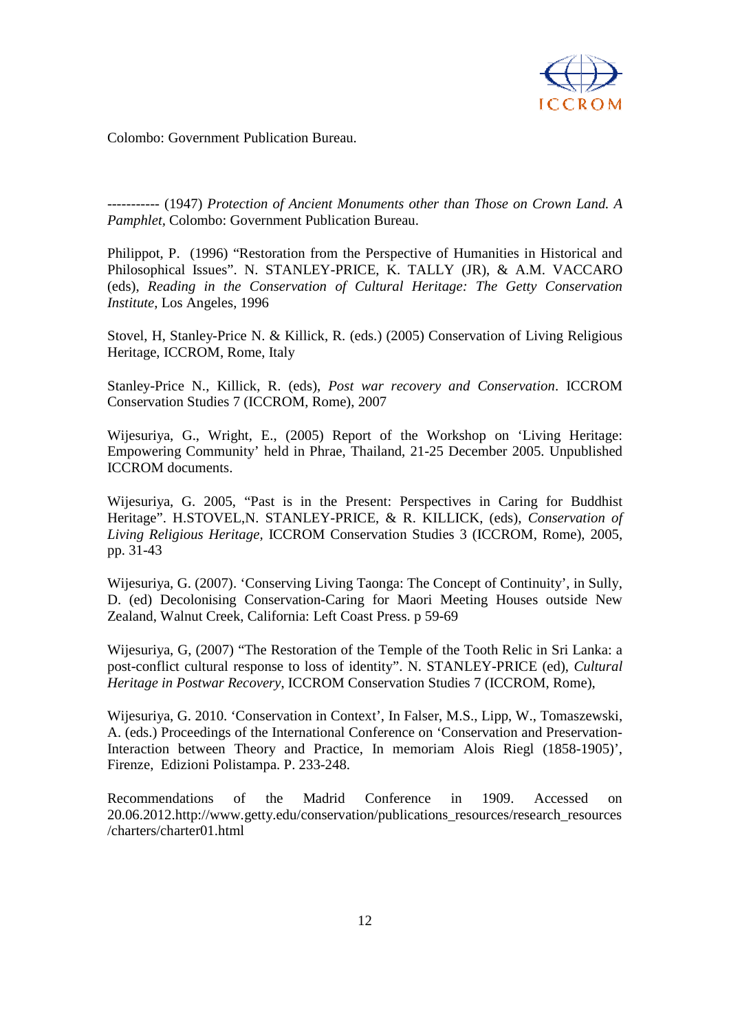Colombo: Government Publication Bureau.

----------- (1947) *Protection of Ancient Monuments other than Those on Crown Land. A Pamphlet,* Colombo: Government Publication Bureau.

Philippot, P. (1996) "Restoration from the Perspective of Humanities in Historical and Philosophical Issues". N. STANLEY-PRICE, K. TALLY (JR), & A.M. VACCARO (eds), *Reading in the Conservation of Cultural Heritage: The Getty Conservation Institute*, Los Angeles, 1996

Stovel, H, Stanley-Price N. & Killick, R. (eds.) (2005) Conservation of Living Religious Heritage, ICCROM, Rome, Italy

Stanley-Price N., Killick, R. (eds), *Post war recovery and Conservation*. ICCROM Conservation Studies 7 (ICCROM, Rome), 2007

Wijesuriya, G., Wright, E., (2005) Report of the Workshop on 'Living Heritage: Empowering Community' held in Phrae, Thailand, 21-25 December 2005. Unpublished ICCROM documents.

Wijesuriya, G. 2005, "Past is in the Present: Perspectives in Caring for Buddhist Heritage". H.STOVEL,N. STANLEY-PRICE, & R. KILLICK, (eds), *Conservation of Living Religious Heritage,* ICCROM Conservation Studies 3 (ICCROM, Rome), 2005, pp. 31-43

Wijesuriya, G. (2007). 'Conserving Living Taonga: The Concept of Continuity', in Sully, D. (ed) Decolonising Conservation-Caring for Maori Meeting Houses outside New Zealand, Walnut Creek, California: Left Coast Press. p 59-69

Wijesuriya, G, (2007) "The Restoration of the Temple of the Tooth Relic in Sri Lanka: a post-conflict cultural response to loss of identity". N. STANLEY-PRICE (ed), *Cultural Heritage in Postwar Recovery*, ICCROM Conservation Studies 7 (ICCROM, Rome),

Wijesuriya, G. 2010. 'Conservation in Context', In Falser, M.S., Lipp, W., Tomaszewski, A. (eds.) Proceedings of the International Conference on 'Conservation and Preservation-Interaction between Theory and Practice, In memoriam Alois Riegl (1858-1905)', Firenze, Edizioni Polistampa. P. 233-248.

Recommendations of the Madrid Conference in 1909. Accessed on 20.06.2012.http://www.getty.edu/conservation/publications_resources/research_resources/charters/charter01.html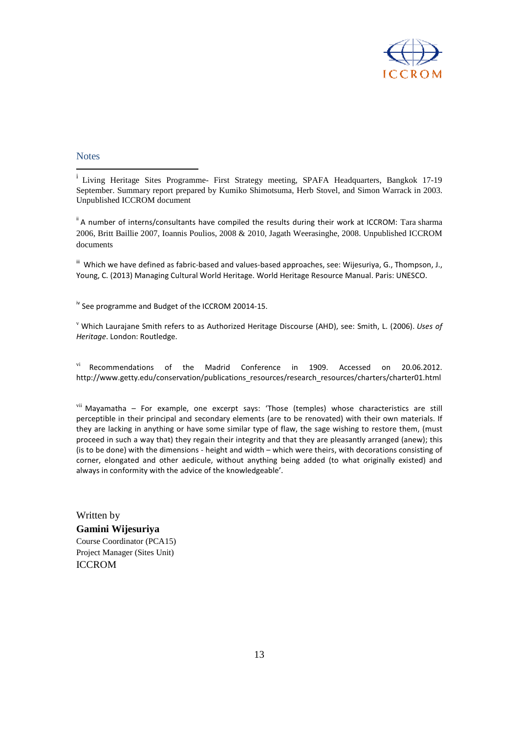## Notes

[i] Living Heritage Sites Programme- First Strategy meeting, SPAFA Headquarters, Bangkok 17-19 September. Summary report prepared by Kumiko Shimotsuma, Herb Stovel, and Simon Warrack in 2003. Unpublished ICCROM document

[ii] A number of interns/consultants have compiled the results during their work at ICCROM: Tara sharma 2006, Britt Baillie 2007, Ioannis Poulios, 2008 & 2010, Jagath Weerasinghe, 2008. Unpublished ICCROM documents

[iii] Which we have defined as fabric-based and values-based approaches, see: Wijesuriya, G., Thompson, J., Young, C. (2013) Managing Cultural World Heritage. World Heritage Resource Manual. Paris: UNESCO.

[iv] See programme and Budget of the ICCROM 20014-15.

[v] Which Laurajane Smith refers to as Authorized Heritage Discourse (AHD), see: Smith, L. (2006). *Uses of Heritage*. London: Routledge.

[vi] Recommendations of the Madrid Conference in 1909. Accessed on 20.06.2012. http://www.getty.edu/conservation/publications_resources/research_resources/charters/charter01.html

[vii] Mayamatha – For example, one excerpt says: 'Those (temples) whose characteristics are still perceptible in their principal and secondary elements (are to be renovated) with their own materials. If they are lacking in anything or have some similar type of flaw, the sage wishing to restore them, (must proceed in such a way that) they regain their integrity and that they are pleasantly arranged (anew); this (is to be done) with the dimensions - height and width – which were theirs, with decorations consisting of corner, elongated and other aedicule, without anything being added (to what originally existed) and always in conformity with the advice of the knowledgeable'.

Written by

**Gamini Wijesuriya**

Course Coordinator (PCA15)

Project Manager (Sites Unit)

ICCROM